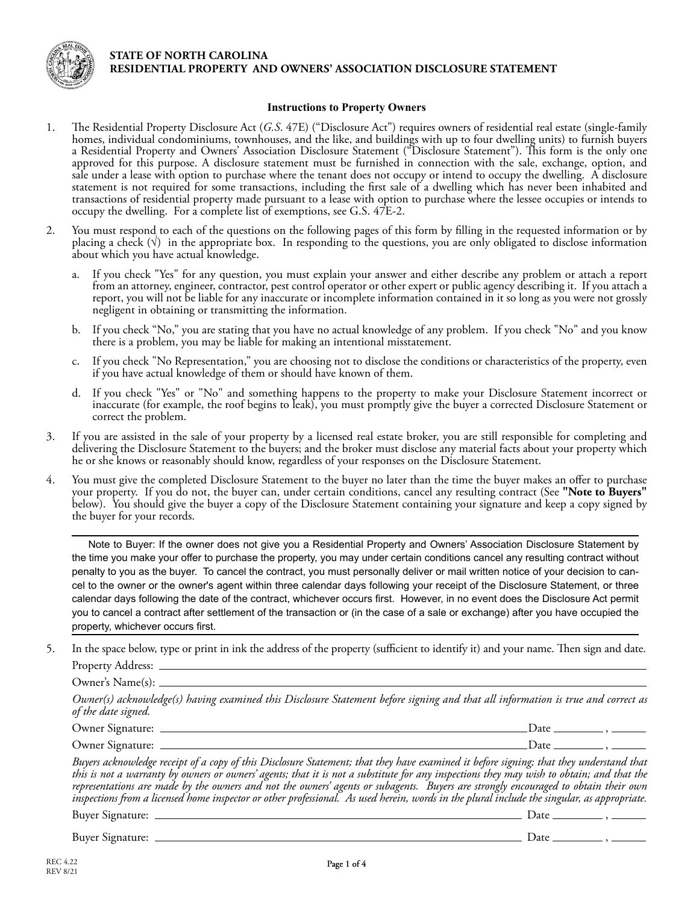**STATE OF NORTH CAROLINA**
**RESIDENTIAL PROPERTY AND OWNERS' ASSOCIATION DISCLOSURE STATEMENT**

### Instructions to Property Owners

1. The Residential Property Disclosure Act (*G.S.* 47E) ("Disclosure Act") requires owners of residential real estate (single-family homes, individual condominiums, townhouses, and the like, and buildings with up to four dwelling units) to furnish buyers a Residential Property and Owners' Association Disclosure Statement ("Disclosure Statement"). This form is the only one approved for this purpose. A disclosure statement must be furnished in connection with the sale, exchange, option, and sale under a lease with option to purchase where the tenant does not occupy or intend to occupy the dwelling. A disclosure statement is not required for some transactions, including the first sale of a dwelling which has never been inhabited and transactions of residential property made pursuant to a lease with option to purchase where the lessee occupies or intends to occupy the dwelling. For a complete list of exemptions, see G.S. 47E-2.

2. You must respond to each of the questions on the following pages of this form by filling in the requested information or by placing a check (√) in the appropriate box. In responding to the questions, you are only obligated to disclose information about which you have actual knowledge.

   a. If you check "Yes" for any question, you must explain your answer and either describe any problem or attach a report from an attorney, engineer, contractor, pest control operator or other expert or public agency describing it. If you attach a report, you will not be liable for any inaccurate or incomplete information contained in it so long as you were not grossly negligent in obtaining or transmitting the information.

   b. If you check "No," you are stating that you have no actual knowledge of any problem. If you check "No" and you know there is a problem, you may be liable for making an intentional misstatement.

   c. If you check "No Representation," you are choosing not to disclose the conditions or characteristics of the property, even if you have actual knowledge of them or should have known of them.

   d. If you check "Yes" or "No" and something happens to the property to make your Disclosure Statement incorrect or inaccurate (for example, the roof begins to leak), you must promptly give the buyer a corrected Disclosure Statement or correct the problem.

3. If you are assisted in the sale of your property by a licensed real estate broker, you are still responsible for completing and delivering the Disclosure Statement to the buyers; and the broker must disclose any material facts about your property which he or she knows or reasonably should know, regardless of your responses on the Disclosure Statement.

4. You must give the completed Disclosure Statement to the buyer no later than the time the buyer makes an offer to purchase your property. If you do not, the buyer can, under certain conditions, cancel any resulting contract (See **"Note to Buyers"** below). You should give the buyer a copy of the Disclosure Statement containing your signature and keep a copy signed by the buyer for your records.

---

Note to Buyer: If the owner does not give you a Residential Property and Owners' Association Disclosure Statement by the time you make your offer to purchase the property, you may under certain conditions cancel any resulting contract without penalty to you as the buyer. To cancel the contract, you must personally deliver or mail written notice of your decision to cancel to the owner or the owner's agent within three calendar days following your receipt of the Disclosure Statement, or three calendar days following the date of the contract, whichever occurs first. However, in no event does the Disclosure Act permit you to cancel a contract after settlement of the transaction or (in the case of a sale or exchange) after you have occupied the property, whichever occurs first.

---

5. In the space below, type or print in ink the address of the property (sufficient to identify it) and your name. Then sign and date.

Property Address: ______________________________

Owner's Name(s): ______________________________

*Owner(s) acknowledge(s) having examined this Disclosure Statement before signing and that all information is true and correct as of the date signed.*

Owner Signature: ______________________________ Date ________ , ______

Owner Signature: ______________________________ Date ________ , ______

*Buyers acknowledge receipt of a copy of this Disclosure Statement; that they have examined it before signing; that they understand that this is not a warranty by owners or owners' agents; that it is not a substitute for any inspections they may wish to obtain; and that the representations are made by the owners and not the owners' agents or subagents. Buyers are strongly encouraged to obtain their own inspections from a licensed home inspector or other professional. As used herein, words in the plural include the singular, as appropriate.*

Buyer Signature: ______________________________ Date ________ , ______

Buyer Signature: ______________________________ Date ________ , ______

REC 4.22
REV 8/21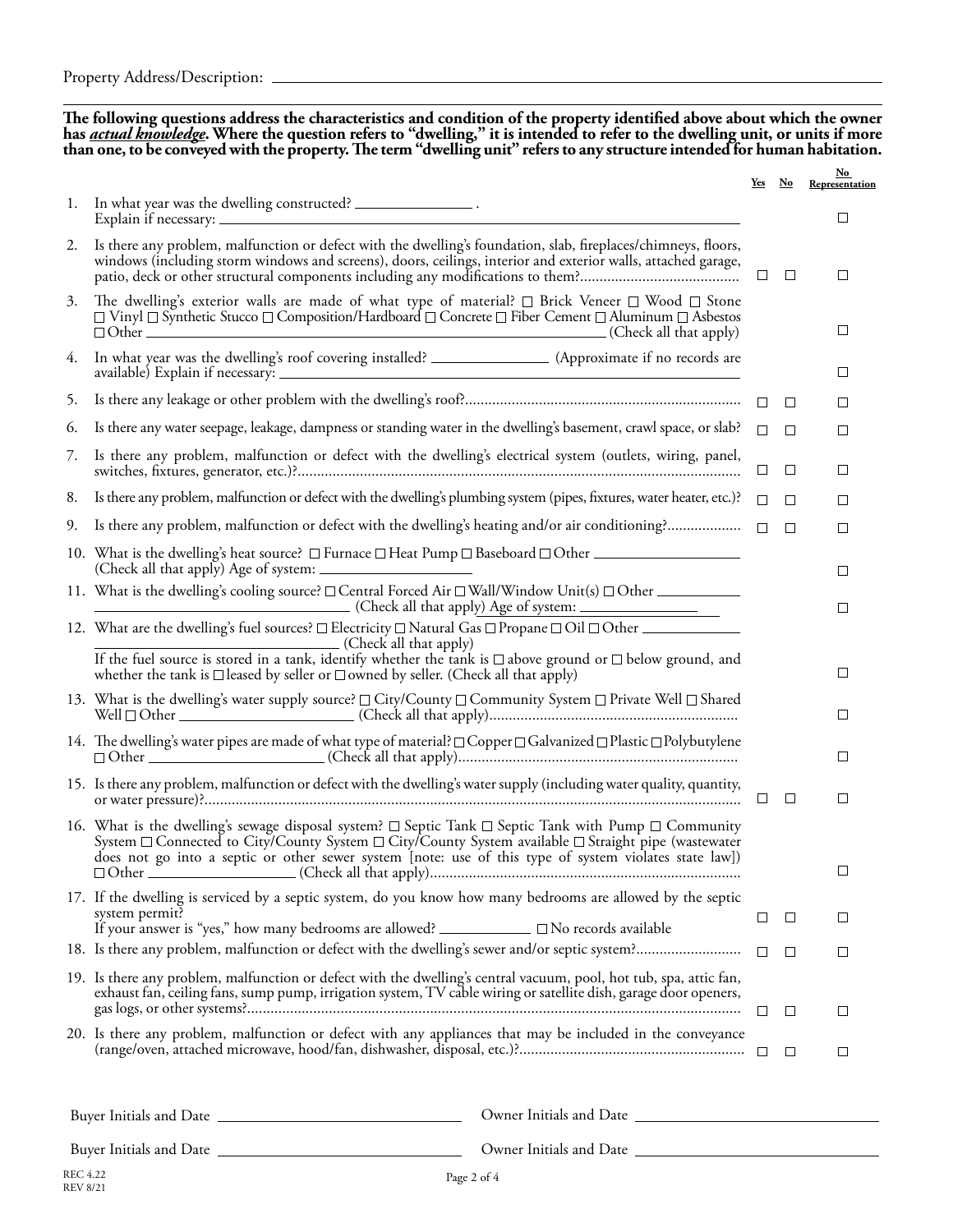Property Address/Description: ______________________________________________

**The following questions address the characteristics and condition of the property identified above about which the owner has *actual knowledge*. Where the question refers to "dwelling," it is intended to refer to the dwelling unit, or units if more than one, to be conveyed with the property. The term "dwelling unit" refers to any structure intended for human habitation.**

| | Question | Yes | No | No Representation |
|---|---|---|---|---|
| 1. | In what year was the dwelling constructed? ______________ . Explain if necessary: ______________ | | | ☐ |
| 2. | Is there any problem, malfunction or defect with the dwelling's foundation, slab, fireplaces/chimneys, floors, windows (including storm windows and screens), doors, ceilings, interior and exterior walls, attached garage, patio, deck or other structural components including any modifications to them?........................................ | ☐ | ☐ | ☐ |
| 3. | The dwelling's exterior walls are made of what type of material? ☐ Brick Veneer ☐ Wood ☐ Stone ☐ Vinyl ☐ Synthetic Stucco ☐ Composition/Hardboard ☐ Concrete ☐ Fiber Cement ☐ Aluminum ☐ Asbestos ☐ Other ______________ (Check all that apply) | | | ☐ |
| 4. | In what year was the dwelling's roof covering installed? ______________ (Approximate if no records are available) Explain if necessary: ______________ | | | ☐ |
| 5. | Is there any leakage or other problem with the dwelling's roof?...................................................................... | ☐ | ☐ | ☐ |
| 6. | Is there any water seepage, leakage, dampness or standing water in the dwelling's basement, crawl space, or slab? | ☐ | ☐ | ☐ |
| 7. | Is there any problem, malfunction or defect with the dwelling's electrical system (outlets, wiring, panel, switches, fixtures, generator, etc.)?................................................................................................................. | ☐ | ☐ | ☐ |
| 8. | Is there any problem, malfunction or defect with the dwelling's plumbing system (pipes, fixtures, water heater, etc.)? | ☐ | ☐ | ☐ |
| 9. | Is there any problem, malfunction or defect with the dwelling's heating and/or air conditioning?.................. | ☐ | ☐ | ☐ |
| 10. | What is the dwelling's heat source? ☐ Furnace ☐ Heat Pump ☐ Baseboard ☐ Other ______________ (Check all that apply) Age of system: ______________ | | | ☐ |
| 11. | What is the dwelling's cooling source? ☐ Central Forced Air ☐ Wall/Window Unit(s) ☐ Other ______________ (Check all that apply) Age of system: ______________ | | | ☐ |
| 12. | What are the dwelling's fuel sources? ☐ Electricity ☐ Natural Gas ☐ Propane ☐ Oil ☐ Other ______________ (Check all that apply) If the fuel source is stored in a tank, identify whether the tank is ☐ above ground or ☐ below ground, and whether the tank is ☐ leased by seller or ☐ owned by seller. (Check all that apply) | | | ☐ |
| 13. | What is the dwelling's water supply source? ☐ City/County ☐ Community System ☐ Private Well ☐ Shared Well ☐ Other ______________ (Check all that apply)............................................................... | | | ☐ |
| 14. | The dwelling's water pipes are made of what type of material? ☐ Copper ☐ Galvanized ☐ Plastic ☐ Polybutylene ☐ Other ______________ (Check all that apply)...................................................................... | | | ☐ |
| 15. | Is there any problem, malfunction or defect with the dwelling's water supply (including water quality, quantity, or water pressure)?......................................................................................................................... | ☐ | ☐ | ☐ |
| 16. | What is the dwelling's sewage disposal system? ☐ Septic Tank ☐ Septic Tank with Pump ☐ Community System ☐ Connected to City/County System ☐ City/County System available ☐ Straight pipe (wastewater does not go into a septic or other sewer system [note: use of this type of system violates state law]) ☐ Other ______________ (Check all that apply).............................................................................. | | | ☐ |
| 17. | If the dwelling is serviced by a septic system, do you know how many bedrooms are allowed by the septic system permit? If your answer is "yes," how many bedrooms are allowed? ______________ ☐ No records available | ☐ | ☐ | ☐ |
| 18. | Is there any problem, malfunction or defect with the dwelling's sewer and/or septic system?........................... | ☐ | ☐ | ☐ |
| 19. | Is there any problem, malfunction or defect with the dwelling's central vacuum, pool, hot tub, spa, attic fan, exhaust fan, ceiling fans, sump pump, irrigation system, TV cable wiring or satellite dish, garage door openers, gas logs, or other systems?............................................................................................................. | ☐ | ☐ | ☐ |
| 20. | Is there any problem, malfunction or defect with any appliances that may be included in the conveyance (range/oven, attached microwave, hood/fan, dishwasher, disposal, etc.)?........................................................ | ☐ | ☐ | ☐ |

Buyer Initials and Date ______________ Owner Initials and Date ______________

Buyer Initials and Date ______________ Owner Initials and Date ______________

REC 4.22
REV 8/21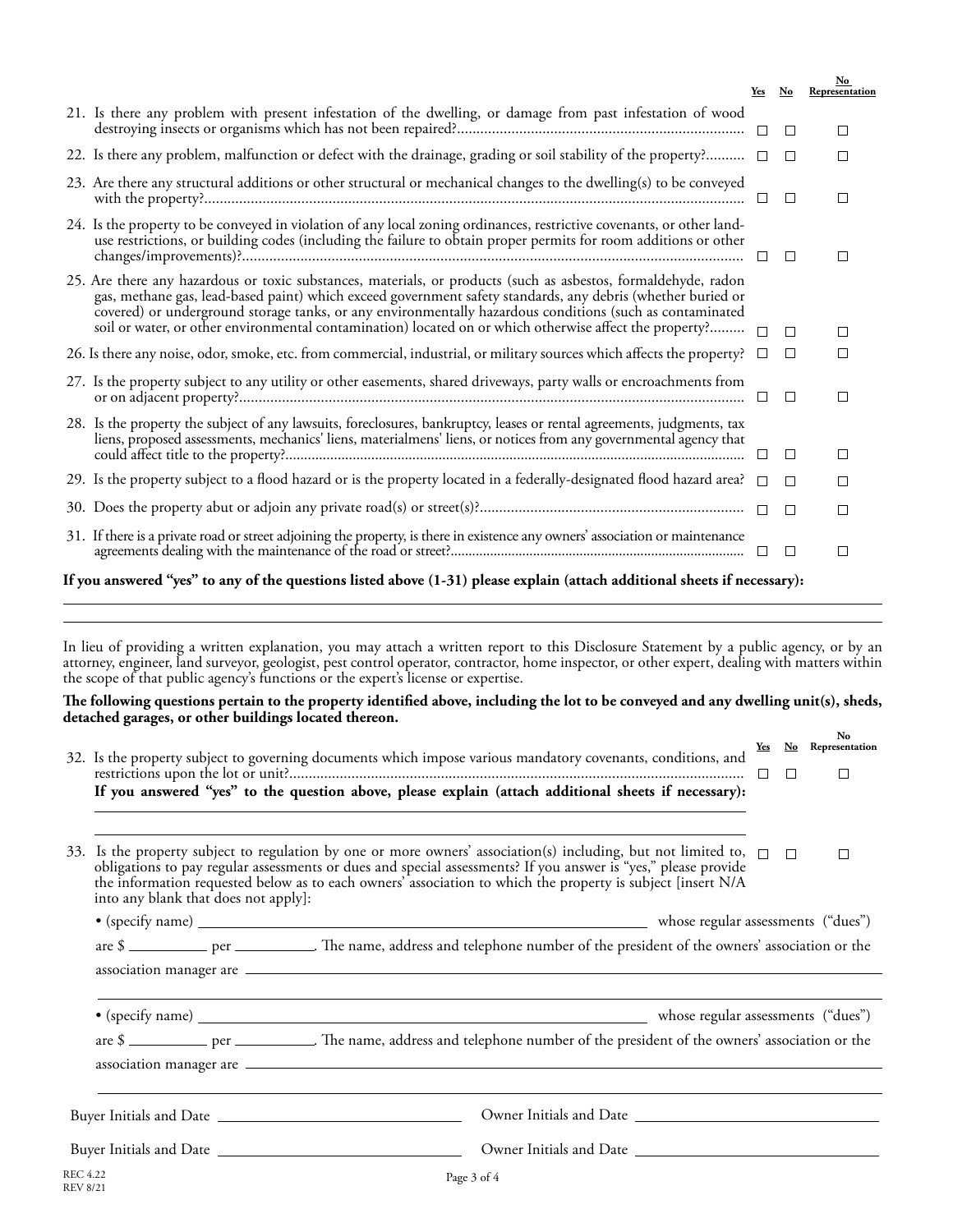| | Yes | No | No Representation |
|---|---|---|---|
| 21. Is there any problem with present infestation of the dwelling, or damage from past infestation of wood destroying insects or organisms which has not been repaired? | ☐ | ☐ | ☐ |
| 22. Is there any problem, malfunction or defect with the drainage, grading or soil stability of the property? | ☐ | ☐ | ☐ |
| 23. Are there any structural additions or other structural or mechanical changes to the dwelling(s) to be conveyed with the property? | ☐ | ☐ | ☐ |
| 24. Is the property to be conveyed in violation of any local zoning ordinances, restrictive covenants, or other land-use restrictions, or building codes (including the failure to obtain proper permits for room additions or other changes/improvements)? | ☐ | ☐ | ☐ |
| 25. Are there any hazardous or toxic substances, materials, or products (such as asbestos, formaldehyde, radon gas, methane gas, lead-based paint) which exceed government safety standards, any debris (whether buried or covered) or underground storage tanks, or any environmentally hazardous conditions (such as contaminated soil or water, or other environmental contamination) located on or which otherwise affect the property? | ☐ | ☐ | ☐ |
| 26. Is there any noise, odor, smoke, etc. from commercial, industrial, or military sources which affects the property? | ☐ | ☐ | ☐ |
| 27. Is the property subject to any utility or other easements, shared driveways, party walls or encroachments from or on adjacent property? | ☐ | ☐ | ☐ |
| 28. Is the property the subject of any lawsuits, foreclosures, bankruptcy, leases or rental agreements, judgments, tax liens, proposed assessments, mechanics' liens, materialmens' liens, or notices from any governmental agency that could affect title to the property? | ☐ | ☐ | ☐ |
| 29. Is the property subject to a flood hazard or is the property located in a federally-designated flood hazard area? | ☐ | ☐ | ☐ |
| 30. Does the property abut or adjoin any private road(s) or street(s)? | ☐ | ☐ | ☐ |
| 31. If there is a private road or street adjoining the property, is there in existence any owners' association or maintenance agreements dealing with the maintenance of the road or street? | ☐ | ☐ | ☐ |

**If you answered "yes" to any of the questions listed above (1-31) please explain (attach additional sheets if necessary):**

______________________________________________________________________________

______________________________________________________________________________

In lieu of providing a written explanation, you may attach a written report to this Disclosure Statement by a public agency, or by an attorney, engineer, land surveyor, geologist, pest control operator, contractor, home inspector, or other expert, dealing with matters within the scope of that public agency's functions or the expert's license or expertise.

**The following questions pertain to the property identified above, including the lot to be conveyed and any dwelling unit(s), sheds, detached garages, or other buildings located thereon.**

| | Yes | No | No Representation |
|---|---|---|---|
| 32. Is the property subject to governing documents which impose various mandatory covenants, conditions, and restrictions upon the lot or unit? | ☐ | ☐ | ☐ |

**If you answered "yes" to the question above, please explain (attach additional sheets if necessary):**

______________________________________________________________________________

| | Yes | No | No Representation |
|---|---|---|---|
| 33. Is the property subject to regulation by one or more owners' association(s) including, but not limited to, obligations to pay regular assessments or dues and special assessments? If you answer is "yes," please provide the information requested below as to each owners' association to which the property is subject [insert N/A into any blank that does not apply]: | ☐ | ☐ | ☐ |

• (specify name) ______________________________ whose regular assessments ("dues") are $ __________ per __________. The name, address and telephone number of the president of the owners' association or the association manager are ______________________________

______________________________________________________________________________

• (specify name) ______________________________ whose regular assessments ("dues") are $ __________ per __________. The name, address and telephone number of the president of the owners' association or the association manager are ______________________________

______________________________________________________________________________

Buyer Initials and Date ____________________ Owner Initials and Date ____________________

Buyer Initials and Date ____________________ Owner Initials and Date ____________________

REC 4.22
REV 8/21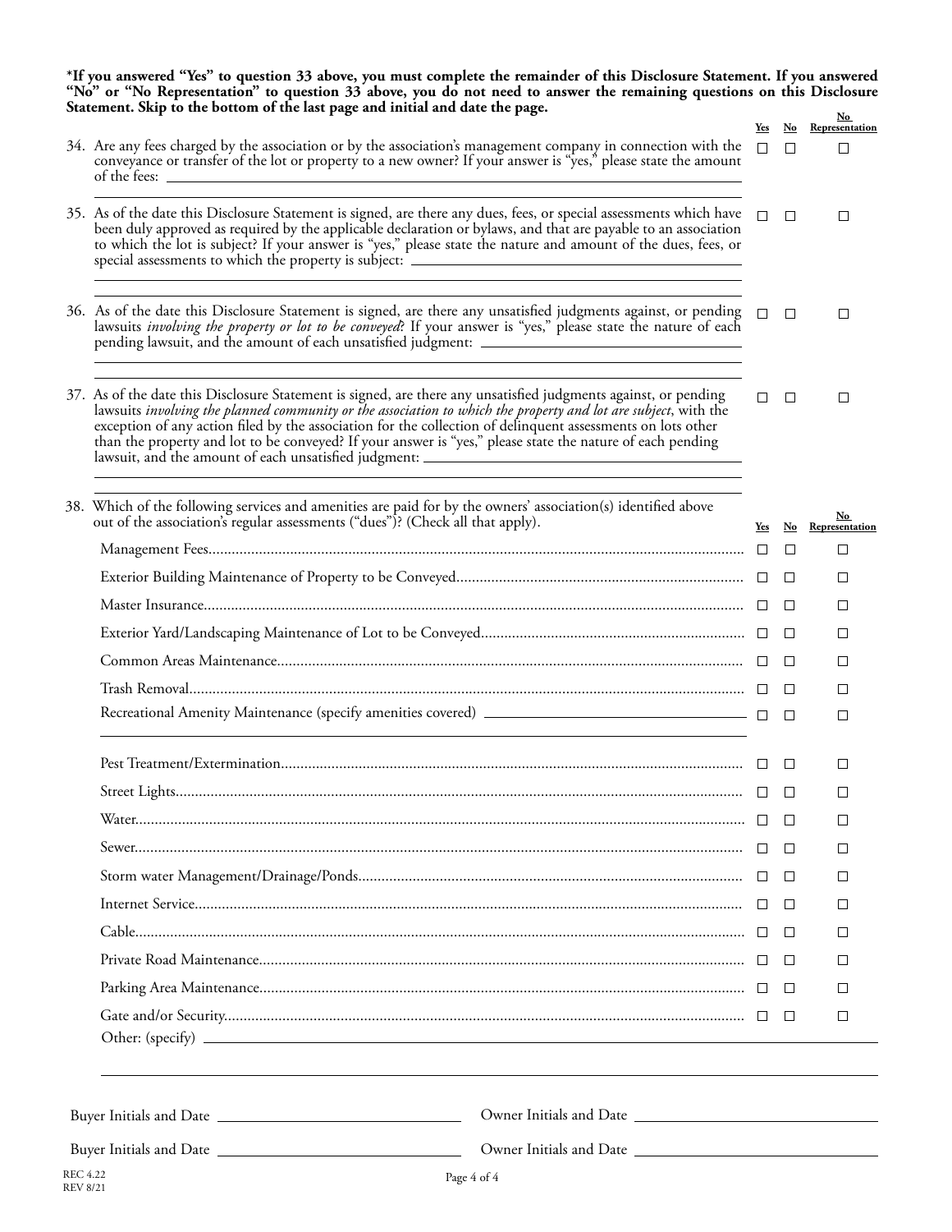**\*If you answered "Yes" to question 33 above, you must complete the remainder of this Disclosure Statement. If you answered "No" or "No Representation" to question 33 above, you do not need to answer the remaining questions on this Disclosure Statement. Skip to the bottom of the last page and initial and date the page.**

| | Yes | No | No Representation |
|---|---|---|---|
| 34. Are any fees charged by the association or by the association's management company in connection with the conveyance or transfer of the lot or property to a new owner? If your answer is "yes," please state the amount of the fees: ______________________________ | ☐ | ☐ | ☐ |
| 35. As of the date this Disclosure Statement is signed, are there any dues, fees, or special assessments which have been duly approved as required by the applicable declaration or bylaws, and that are payable to an association to which the lot is subject? If your answer is "yes," please state the nature and amount of the dues, fees, or special assessments to which the property is subject: ______________________________ | ☐ | ☐ | ☐ |
| 36. As of the date this Disclosure Statement is signed, are there any unsatisfied judgments against, or pending lawsuits *involving the property or lot to be conveyed*? If your answer is "yes," please state the nature of each pending lawsuit, and the amount of each unsatisfied judgment: ______________________________ | ☐ | ☐ | ☐ |
| 37. As of the date this Disclosure Statement is signed, are there any unsatisfied judgments against, or pending lawsuits *involving the planned community or the association to which the property and lot are subject*, with the exception of any action filed by the association for the collection of delinquent assessments on lots other than the property and lot to be conveyed? If your answer is "yes," please state the nature of each pending lawsuit, and the amount of each unsatisfied judgment: ______________________________ | ☐ | ☐ | ☐ |

38. Which of the following services and amenities are paid for by the owners' association(s) identified above out of the association's regular assessments ("dues")? (Check all that apply).

| | Yes | No | No Representation |
|---|---|---|---|
| Management Fees | ☐ | ☐ | ☐ |
| Exterior Building Maintenance of Property to be Conveyed | ☐ | ☐ | ☐ |
| Master Insurance | ☐ | ☐ | ☐ |
| Exterior Yard/Landscaping Maintenance of Lot to be Conveyed | ☐ | ☐ | ☐ |
| Common Areas Maintenance | ☐ | ☐ | ☐ |
| Trash Removal | ☐ | ☐ | ☐ |
| Recreational Amenity Maintenance (specify amenities covered) ______________________________ | ☐ | ☐ | ☐ |
| Pest Treatment/Extermination | ☐ | ☐ | ☐ |
| Street Lights | ☐ | ☐ | ☐ |
| Water | ☐ | ☐ | ☐ |
| Sewer | ☐ | ☐ | ☐ |
| Storm water Management/Drainage/Ponds | ☐ | ☐ | ☐ |
| Internet Service | ☐ | ☐ | ☐ |
| Cable | ☐ | ☐ | ☐ |
| Private Road Maintenance | ☐ | ☐ | ☐ |
| Parking Area Maintenance | ☐ | ☐ | ☐ |
| Gate and/or Security | ☐ | ☐ | ☐ |

Other: (specify) ______________________________

Buyer Initials and Date ______________________ Owner Initials and Date ______________________

Buyer Initials and Date ______________________ Owner Initials and Date ______________________

REC 4.22
REV 8/21